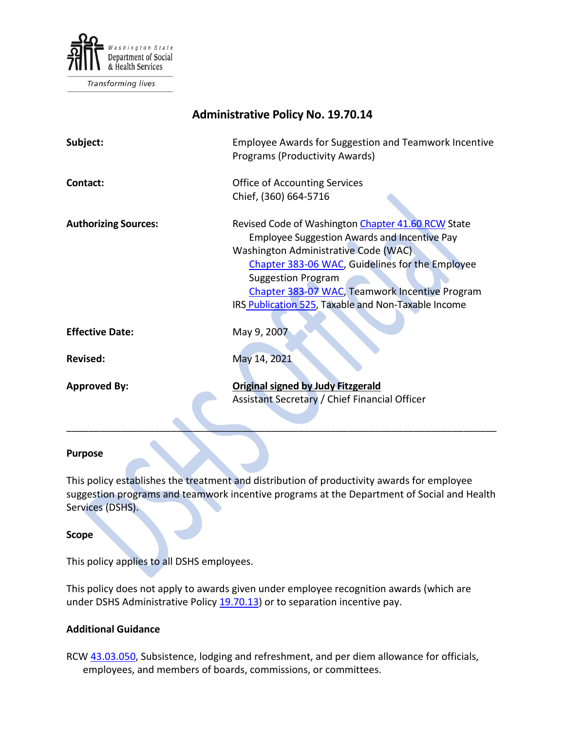Washington State Department of Social & Health Services

Transforming lives

# Administrative Policy No. 19.70.14

| | |
|---|---|
| **Subject:** | Employee Awards for Suggestion and Teamwork Incentive Programs (Productivity Awards) |
| **Contact:** | Office of Accounting Services<br>Chief, (360) 664-5716 |
| **Authorizing Sources:** | Revised Code of Washington Chapter 41.60 RCW State Employee Suggestion Awards and Incentive Pay<br>Washington Administrative Code (WAC)<br>Chapter 383-06 WAC, Guidelines for the Employee Suggestion Program<br>Chapter 383-07 WAC, Teamwork Incentive Program<br>IRS Publication 525, Taxable and Non-Taxable Income |
| **Effective Date:** | May 9, 2007 |
| **Revised:** | May 14, 2021 |
| **Approved By:** | **Original signed by Judy Fitzgerald**<br>Assistant Secretary / Chief Financial Officer |

---

## Purpose

This policy establishes the treatment and distribution of productivity awards for employee suggestion programs and teamwork incentive programs at the Department of Social and Health Services (DSHS).

## Scope

This policy applies to all DSHS employees.

This policy does not apply to awards given under employee recognition awards (which are under DSHS Administrative Policy 19.70.13) or to separation incentive pay.

## Additional Guidance

RCW 43.03.050, Subsistence, lodging and refreshment, and per diem allowance for officials, employees, and members of boards, commissions, or committees.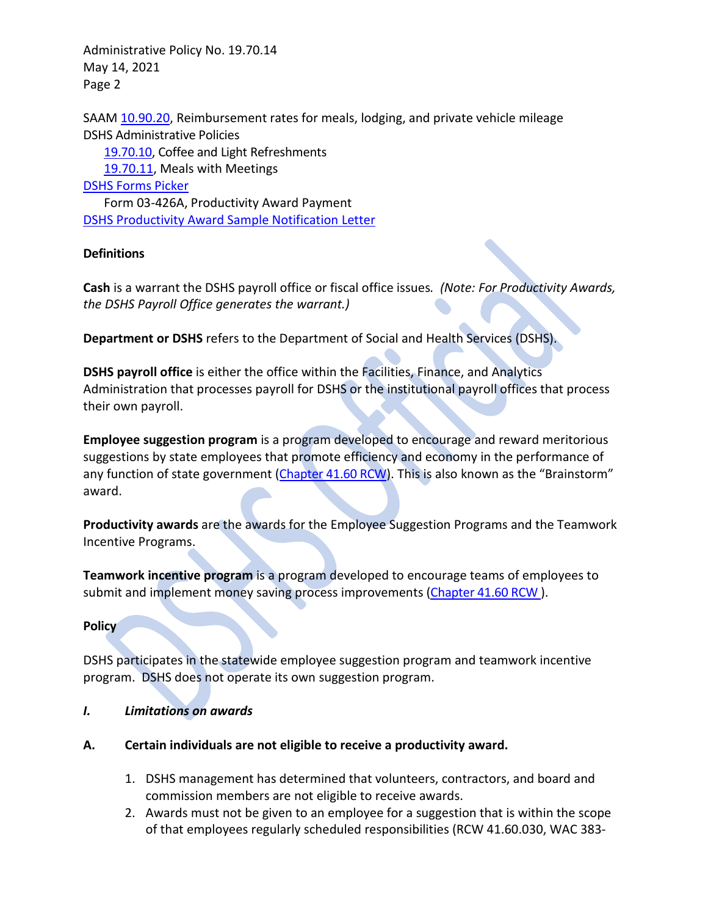SAAM 10.90.20, Reimbursement rates for meals, lodging, and private vehicle mileage
DSHS Administrative Policies
- 19.70.10, Coffee and Light Refreshments
- 19.70.11, Meals with Meetings

DSHS Forms Picker
- Form 03-426A, Productivity Award Payment

DSHS Productivity Award Sample Notification Letter

## Definitions

**Cash** is a warrant the DSHS payroll office or fiscal office issues. *(Note: For Productivity Awards, the DSHS Payroll Office generates the warrant.)*

**Department or DSHS** refers to the Department of Social and Health Services (DSHS).

**DSHS payroll office** is either the office within the Facilities, Finance, and Analytics Administration that processes payroll for DSHS or the institutional payroll offices that process their own payroll.

**Employee suggestion program** is a program developed to encourage and reward meritorious suggestions by state employees that promote efficiency and economy in the performance of any function of state government (Chapter 41.60 RCW). This is also known as the "Brainstorm" award.

**Productivity awards** are the awards for the Employee Suggestion Programs and the Teamwork Incentive Programs.

**Teamwork incentive program** is a program developed to encourage teams of employees to submit and implement money saving process improvements (Chapter 41.60 RCW ).

## Policy

DSHS participates in the statewide employee suggestion program and teamwork incentive program. DSHS does not operate its own suggestion program.

### *I. Limitations on awards*

**A. Certain individuals are not eligible to receive a productivity award.**

1. DSHS management has determined that volunteers, contractors, and board and commission members are not eligible to receive awards.
2. Awards must not be given to an employee for a suggestion that is within the scope of that employees regularly scheduled responsibilities (RCW 41.60.030, WAC 383-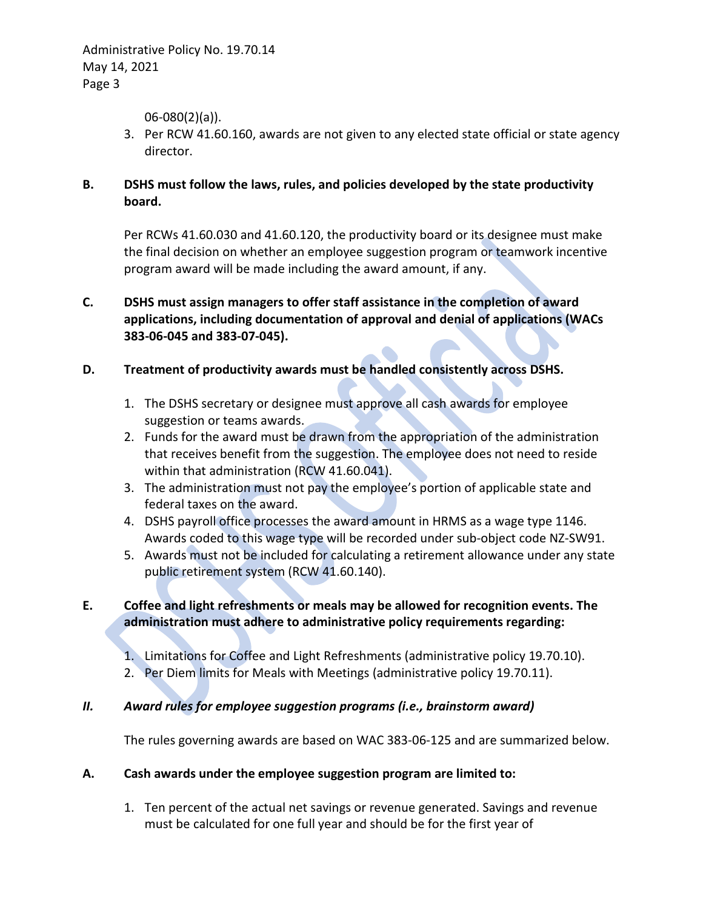06-080(2)(a)).

3. Per RCW 41.60.160, awards are not given to any elected state official or state agency director.

**B. DSHS must follow the laws, rules, and policies developed by the state productivity board.**

Per RCWs 41.60.030 and 41.60.120, the productivity board or its designee must make the final decision on whether an employee suggestion program or teamwork incentive program award will be made including the award amount, if any.

**C. DSHS must assign managers to offer staff assistance in the completion of award applications, including documentation of approval and denial of applications (WACs 383-06-045 and 383-07-045).**

**D. Treatment of productivity awards must be handled consistently across DSHS.**

1. The DSHS secretary or designee must approve all cash awards for employee suggestion or teams awards.
2. Funds for the award must be drawn from the appropriation of the administration that receives benefit from the suggestion. The employee does not need to reside within that administration (RCW 41.60.041).
3. The administration must not pay the employee's portion of applicable state and federal taxes on the award.
4. DSHS payroll office processes the award amount in HRMS as a wage type 1146. Awards coded to this wage type will be recorded under sub-object code NZ-SW91.
5. Awards must not be included for calculating a retirement allowance under any state public retirement system (RCW 41.60.140).

**E. Coffee and light refreshments or meals may be allowed for recognition events. The administration must adhere to administrative policy requirements regarding:**

1. Limitations for Coffee and Light Refreshments (administrative policy 19.70.10).
2. Per Diem limits for Meals with Meetings (administrative policy 19.70.11).

***II. Award rules for employee suggestion programs (i.e., brainstorm award)***

The rules governing awards are based on WAC 383-06-125 and are summarized below.

**A. Cash awards under the employee suggestion program are limited to:**

1. Ten percent of the actual net savings or revenue generated. Savings and revenue must be calculated for one full year and should be for the first year of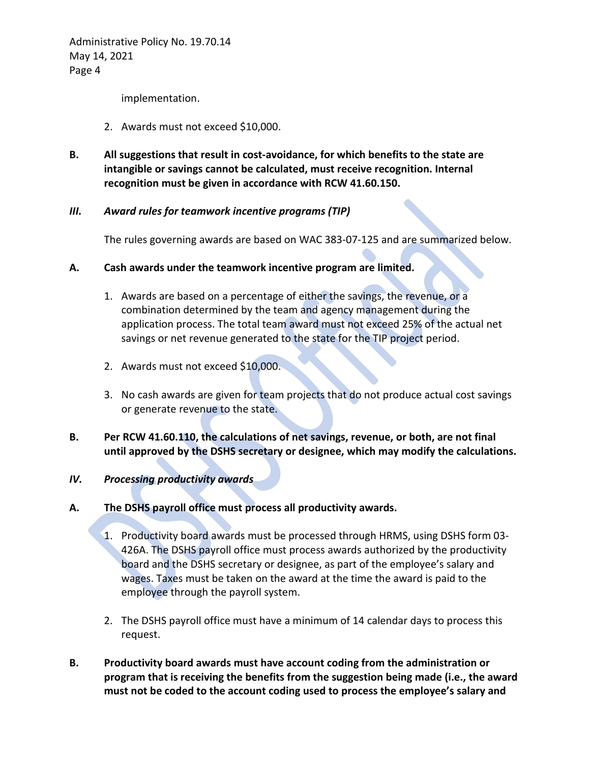implementation.

2. Awards must not exceed $10,000.

**B. All suggestions that result in cost-avoidance, for which benefits to the state are intangible or savings cannot be calculated, must receive recognition. Internal recognition must be given in accordance with RCW 41.60.150.**

### ***III. Award rules for teamwork incentive programs (TIP)***

The rules governing awards are based on WAC 383-07-125 and are summarized below.

**A. Cash awards under the teamwork incentive program are limited.**

1. Awards are based on a percentage of either the savings, the revenue, or a combination determined by the team and agency management during the application process. The total team award must not exceed 25% of the actual net savings or net revenue generated to the state for the TIP project period.

2. Awards must not exceed $10,000.

3. No cash awards are given for team projects that do not produce actual cost savings or generate revenue to the state.

**B. Per RCW 41.60.110, the calculations of net savings, revenue, or both, are not final until approved by the DSHS secretary or designee, which may modify the calculations.**

### ***IV. Processing productivity awards***

**A. The DSHS payroll office must process all productivity awards.**

1. Productivity board awards must be processed through HRMS, using DSHS form 03-426A. The DSHS payroll office must process awards authorized by the productivity board and the DSHS secretary or designee, as part of the employee's salary and wages. Taxes must be taken on the award at the time the award is paid to the employee through the payroll system.

2. The DSHS payroll office must have a minimum of 14 calendar days to process this request.

**B. Productivity board awards must have account coding from the administration or program that is receiving the benefits from the suggestion being made (i.e., the award must not be coded to the account coding used to process the employee's salary and**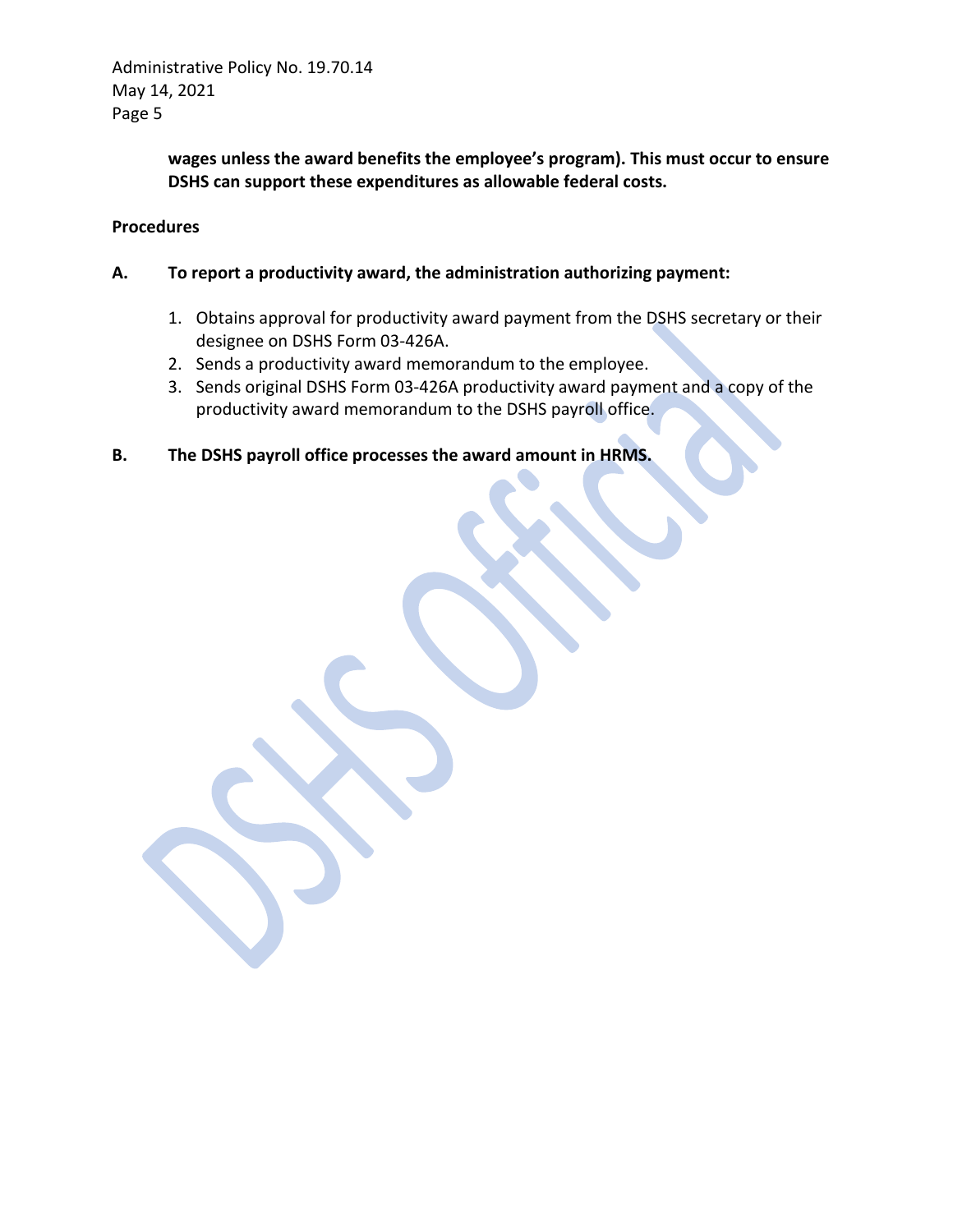**wages unless the award benefits the employee's program). This must occur to ensure DSHS can support these expenditures as allowable federal costs.**

**Procedures**

**A. To report a productivity award, the administration authorizing payment:**

1. Obtains approval for productivity award payment from the DSHS secretary or their designee on DSHS Form 03-426A.
2. Sends a productivity award memorandum to the employee.
3. Sends original DSHS Form 03-426A productivity award payment and a copy of the productivity award memorandum to the DSHS payroll office.

**B. The DSHS payroll office processes the award amount in HRMS.**